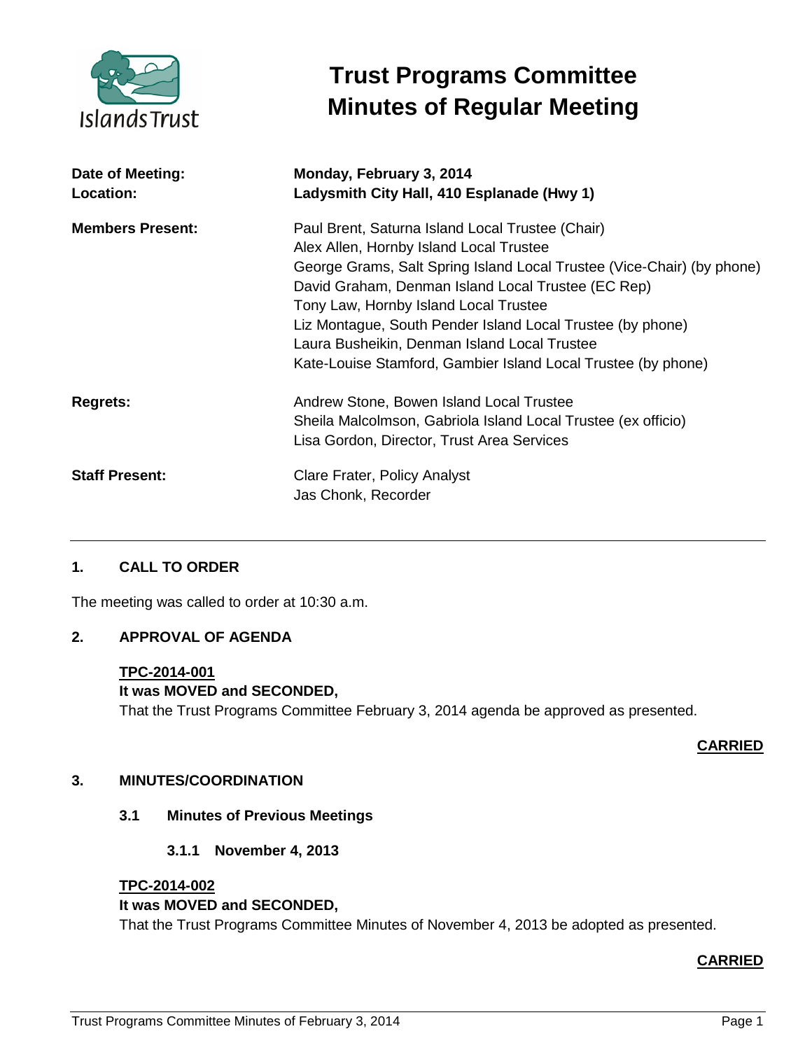# Trust Programs Committee
# Minutes of Regular Meeting

| | |
|---|---|
| **Date of Meeting:** | **Monday, February 3, 2014** |
| **Location:** | **Ladysmith City Hall, 410 Esplanade (Hwy 1)** |
| **Members Present:** | Paul Brent, Saturna Island Local Trustee (Chair)<br>Alex Allen, Hornby Island Local Trustee<br>George Grams, Salt Spring Island Local Trustee (Vice-Chair) (by phone)<br>David Graham, Denman Island Local Trustee (EC Rep)<br>Tony Law, Hornby Island Local Trustee<br>Liz Montague, South Pender Island Local Trustee (by phone)<br>Laura Busheikin, Denman Island Local Trustee<br>Kate-Louise Stamford, Gambier Island Local Trustee (by phone) |
| **Regrets:** | Andrew Stone, Bowen Island Local Trustee<br>Sheila Malcolmson, Gabriola Island Local Trustee (ex officio)<br>Lisa Gordon, Director, Trust Area Services |
| **Staff Present:** | Clare Frater, Policy Analyst<br>Jas Chonk, Recorder |

## 1. CALL TO ORDER

The meeting was called to order at 10:30 a.m.

## 2. APPROVAL OF AGENDA

**TPC-2014-001**
**It was MOVED and SECONDED,**
That the Trust Programs Committee February 3, 2014 agenda be approved as presented.

**CARRIED**

## 3. MINUTES/COORDINATION

### 3.1 Minutes of Previous Meetings

#### 3.1.1 November 4, 2013

**TPC-2014-002**
**It was MOVED and SECONDED,**
That the Trust Programs Committee Minutes of November 4, 2013 be adopted as presented.

**CARRIED**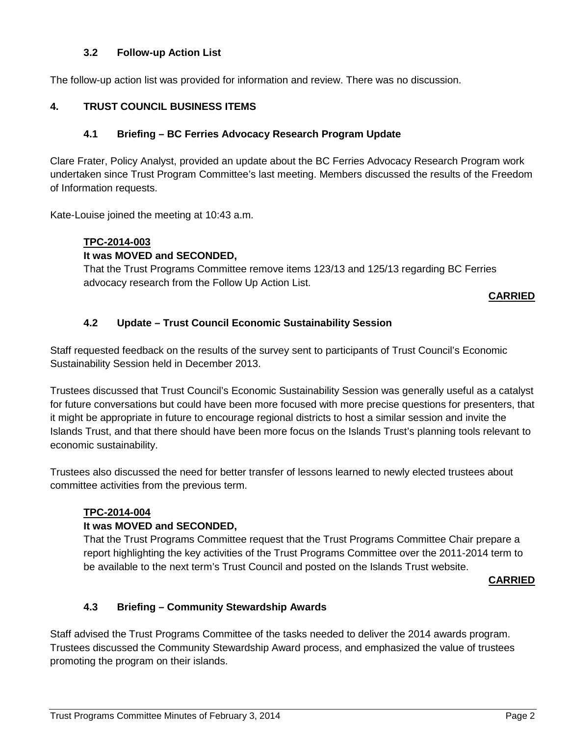### 3.2 Follow-up Action List

The follow-up action list was provided for information and review. There was no discussion.

## 4. TRUST COUNCIL BUSINESS ITEMS

### 4.1 Briefing – BC Ferries Advocacy Research Program Update

Clare Frater, Policy Analyst, provided an update about the BC Ferries Advocacy Research Program work undertaken since Trust Program Committee's last meeting. Members discussed the results of the Freedom of Information requests.

Kate-Louise joined the meeting at 10:43 a.m.

**TPC-2014-003**
**It was MOVED and SECONDED,**
That the Trust Programs Committee remove items 123/13 and 125/13 regarding BC Ferries advocacy research from the Follow Up Action List.

**CARRIED**

### 4.2 Update – Trust Council Economic Sustainability Session

Staff requested feedback on the results of the survey sent to participants of Trust Council's Economic Sustainability Session held in December 2013.

Trustees discussed that Trust Council's Economic Sustainability Session was generally useful as a catalyst for future conversations but could have been more focused with more precise questions for presenters, that it might be appropriate in future to encourage regional districts to host a similar session and invite the Islands Trust, and that there should have been more focus on the Islands Trust's planning tools relevant to economic sustainability.

Trustees also discussed the need for better transfer of lessons learned to newly elected trustees about committee activities from the previous term.

**TPC-2014-004**
**It was MOVED and SECONDED,**
That the Trust Programs Committee request that the Trust Programs Committee Chair prepare a report highlighting the key activities of the Trust Programs Committee over the 2011-2014 term to be available to the next term's Trust Council and posted on the Islands Trust website.

**CARRIED**

### 4.3 Briefing – Community Stewardship Awards

Staff advised the Trust Programs Committee of the tasks needed to deliver the 2014 awards program. Trustees discussed the Community Stewardship Award process, and emphasized the value of trustees promoting the program on their islands.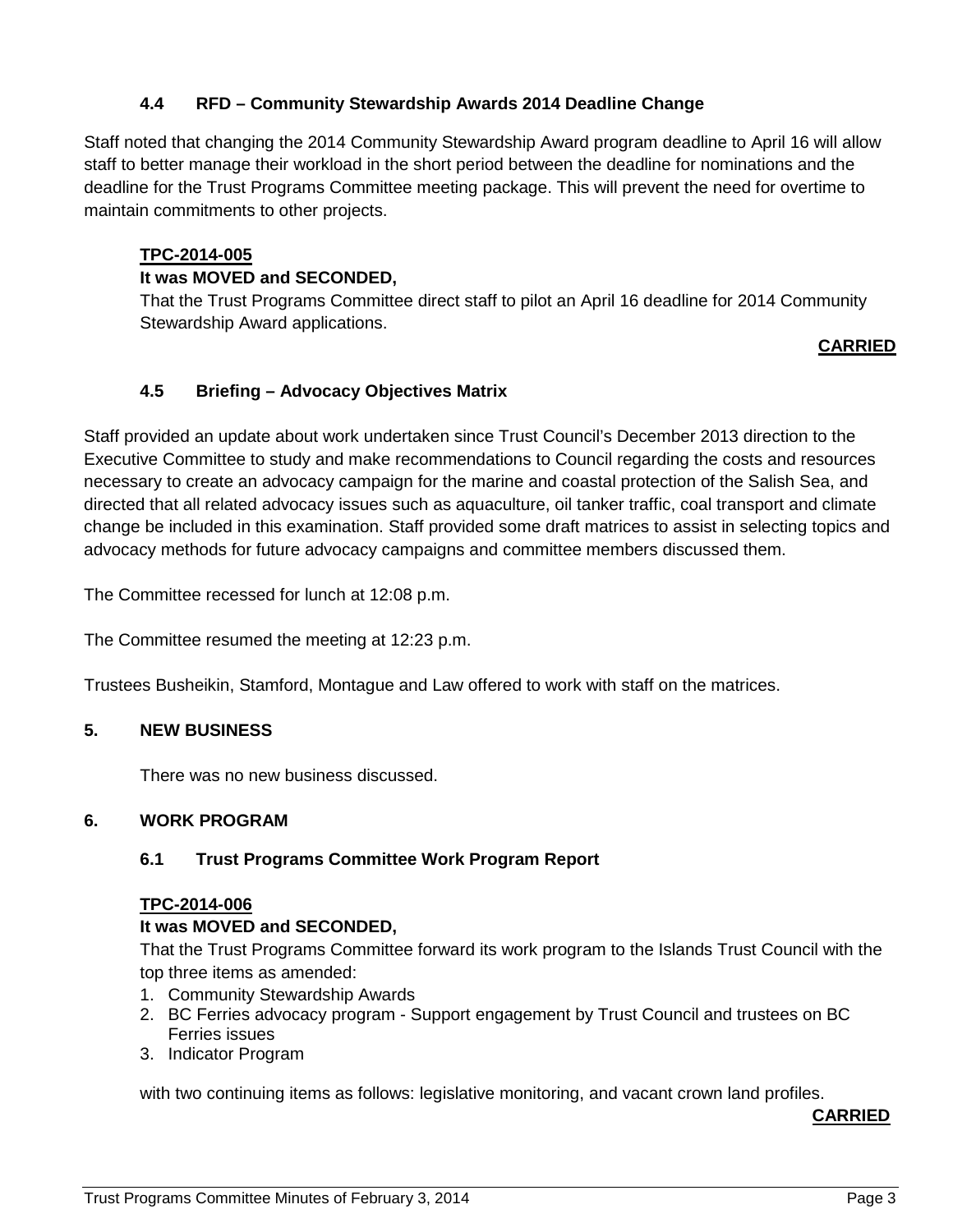### 4.4 RFD – Community Stewardship Awards 2014 Deadline Change

Staff noted that changing the 2014 Community Stewardship Award program deadline to April 16 will allow staff to better manage their workload in the short period between the deadline for nominations and the deadline for the Trust Programs Committee meeting package. This will prevent the need for overtime to maintain commitments to other projects.

**TPC-2014-005**

**It was MOVED and SECONDED,**

That the Trust Programs Committee direct staff to pilot an April 16 deadline for 2014 Community Stewardship Award applications.

**CARRIED**

### 4.5 Briefing – Advocacy Objectives Matrix

Staff provided an update about work undertaken since Trust Council's December 2013 direction to the Executive Committee to study and make recommendations to Council regarding the costs and resources necessary to create an advocacy campaign for the marine and coastal protection of the Salish Sea, and directed that all related advocacy issues such as aquaculture, oil tanker traffic, coal transport and climate change be included in this examination. Staff provided some draft matrices to assist in selecting topics and advocacy methods for future advocacy campaigns and committee members discussed them.

The Committee recessed for lunch at 12:08 p.m.

The Committee resumed the meeting at 12:23 p.m.

Trustees Busheikin, Stamford, Montague and Law offered to work with staff on the matrices.

## 5. NEW BUSINESS

There was no new business discussed.

## 6. WORK PROGRAM

### 6.1 Trust Programs Committee Work Program Report

**TPC-2014-006**

**It was MOVED and SECONDED,**

That the Trust Programs Committee forward its work program to the Islands Trust Council with the top three items as amended:

1. Community Stewardship Awards
2. BC Ferries advocacy program - Support engagement by Trust Council and trustees on BC Ferries issues
3. Indicator Program

with two continuing items as follows: legislative monitoring, and vacant crown land profiles.

**CARRIED**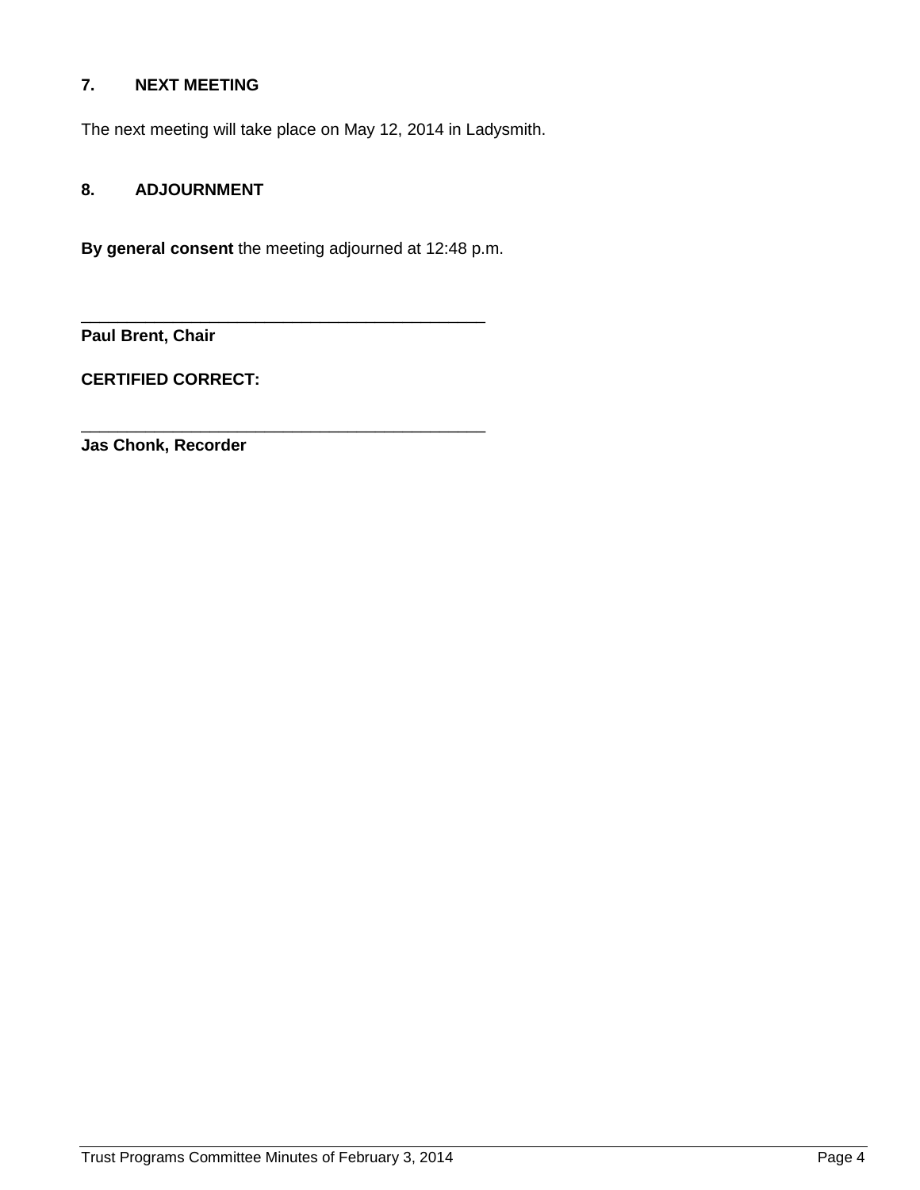## 7. NEXT MEETING

The next meeting will take place on May 12, 2014 in Ladysmith.

## 8. ADJOURNMENT

**By general consent** the meeting adjourned at 12:48 p.m.

______________________________________________

**Paul Brent, Chair**

**CERTIFIED CORRECT:**

______________________________________________

**Jas Chonk, Recorder**